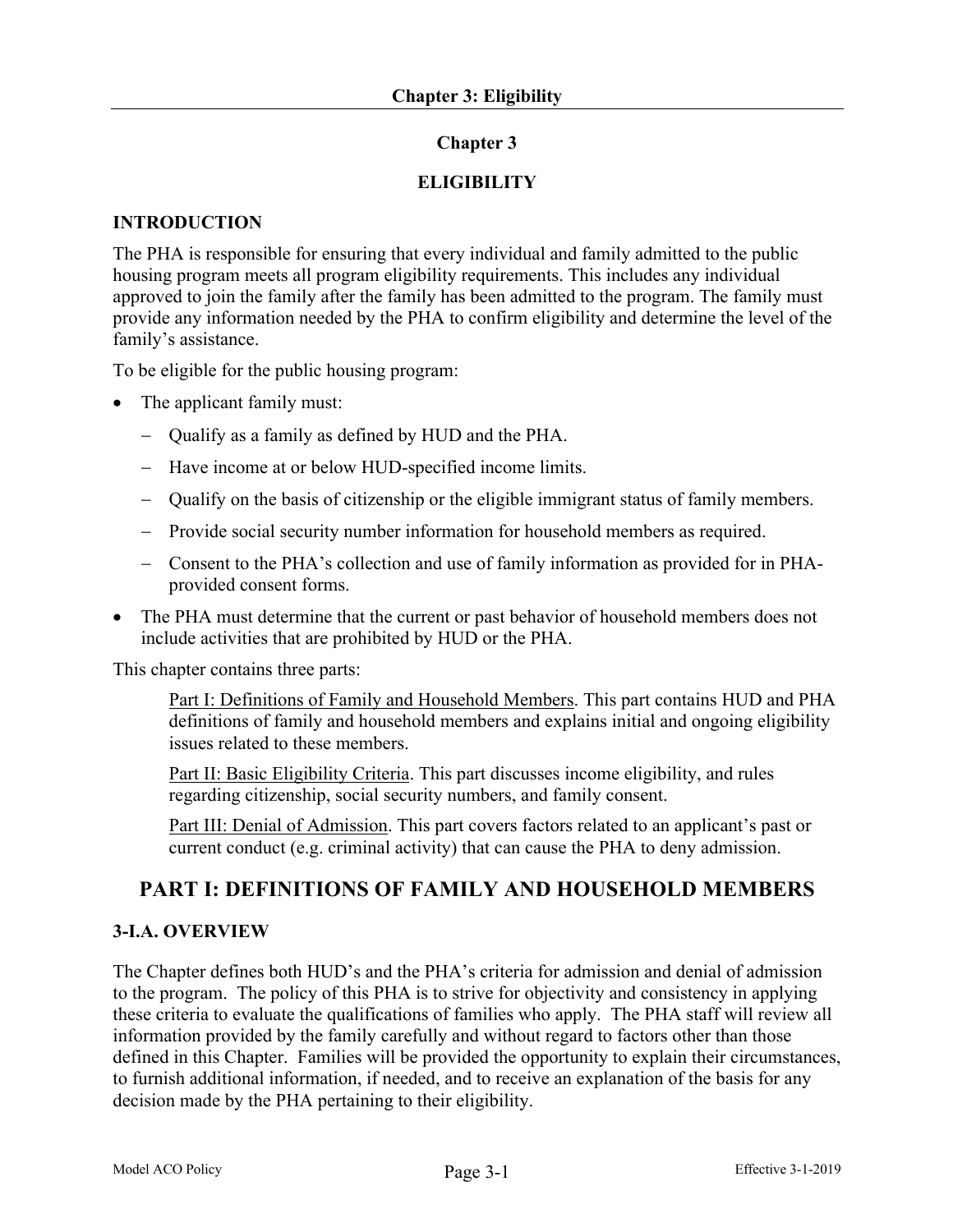# Chapter 3

## ELIGIBILITY

### INTRODUCTION

The PHA is responsible for ensuring that every individual and family admitted to the public housing program meets all program eligibility requirements. This includes any individual approved to join the family after the family has been admitted to the program. The family must provide any information needed by the PHA to confirm eligibility and determine the level of the family's assistance.

To be eligible for the public housing program:

- The applicant family must:
  - Qualify as a family as defined by HUD and the PHA.
  - Have income at or below HUD-specified income limits.
  - Qualify on the basis of citizenship or the eligible immigrant status of family members.
  - Provide social security number information for household members as required.
  - Consent to the PHA's collection and use of family information as provided for in PHA-provided consent forms.
- The PHA must determine that the current or past behavior of household members does not include activities that are prohibited by HUD or the PHA.

This chapter contains three parts:

> Part I: Definitions of Family and Household Members. This part contains HUD and PHA definitions of family and household members and explains initial and ongoing eligibility issues related to these members.
>
> Part II: Basic Eligibility Criteria. This part discusses income eligibility, and rules regarding citizenship, social security numbers, and family consent.
>
> Part III: Denial of Admission. This part covers factors related to an applicant's past or current conduct (e.g. criminal activity) that can cause the PHA to deny admission.

## PART I: DEFINITIONS OF FAMILY AND HOUSEHOLD MEMBERS

### 3-I.A. OVERVIEW

The Chapter defines both HUD's and the PHA's criteria for admission and denial of admission to the program. The policy of this PHA is to strive for objectivity and consistency in applying these criteria to evaluate the qualifications of families who apply. The PHA staff will review all information provided by the family carefully and without regard to factors other than those defined in this Chapter. Families will be provided the opportunity to explain their circumstances, to furnish additional information, if needed, and to receive an explanation of the basis for any decision made by the PHA pertaining to their eligibility.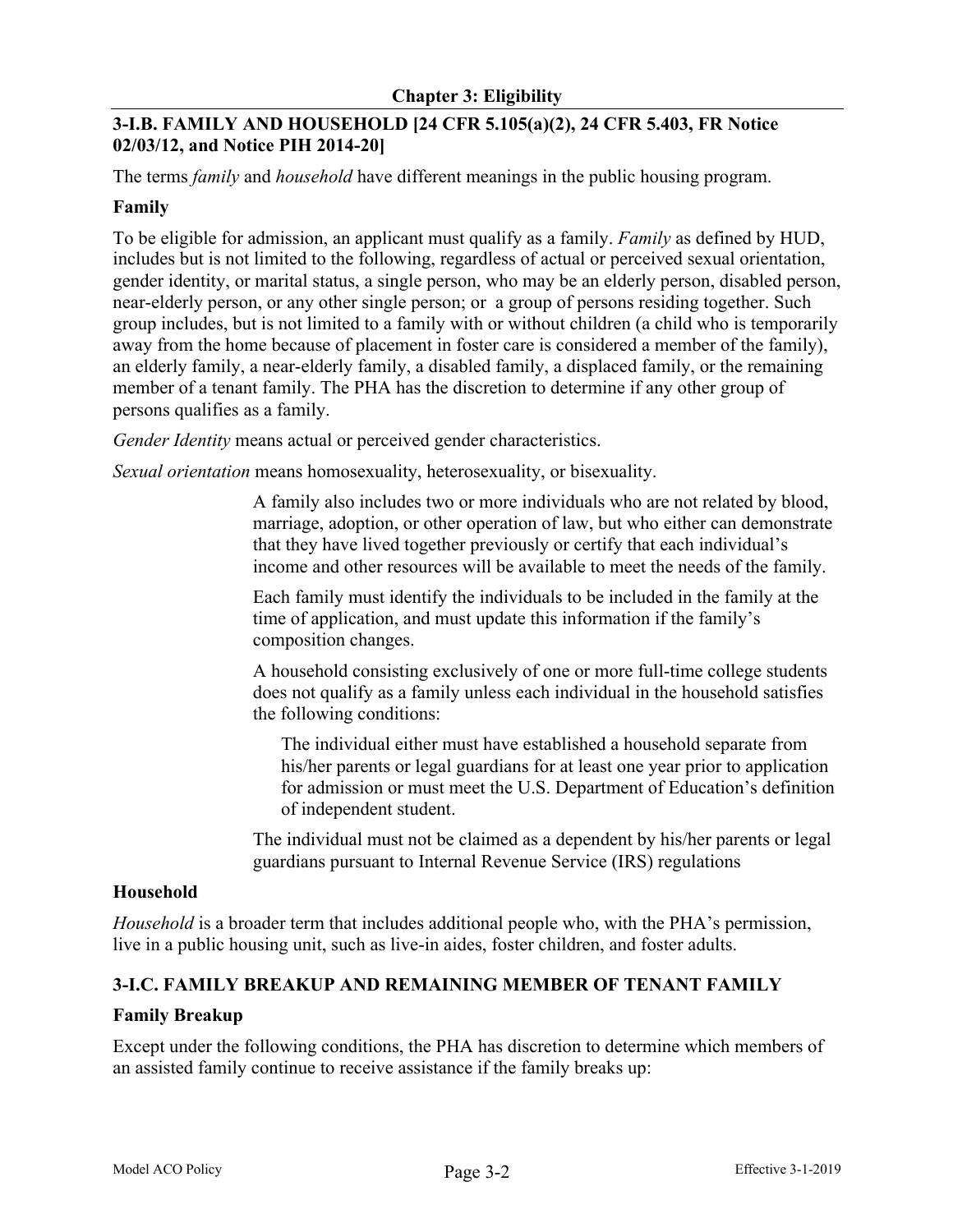## 3-I.B. FAMILY AND HOUSEHOLD [24 CFR 5.105(a)(2), 24 CFR 5.403, FR Notice 02/03/12, and Notice PIH 2014-20]

The terms *family* and *household* have different meanings in the public housing program.

### Family

To be eligible for admission, an applicant must qualify as a family. *Family* as defined by HUD, includes but is not limited to the following, regardless of actual or perceived sexual orientation, gender identity, or marital status, a single person, who may be an elderly person, disabled person, near-elderly person, or any other single person; or a group of persons residing together. Such group includes, but is not limited to a family with or without children (a child who is temporarily away from the home because of placement in foster care is considered a member of the family), an elderly family, a near-elderly family, a disabled family, a displaced family, or the remaining member of a tenant family. The PHA has the discretion to determine if any other group of persons qualifies as a family.

*Gender Identity* means actual or perceived gender characteristics.

*Sexual orientation* means homosexuality, heterosexuality, or bisexuality.

> A family also includes two or more individuals who are not related by blood, marriage, adoption, or other operation of law, but who either can demonstrate that they have lived together previously or certify that each individual's income and other resources will be available to meet the needs of the family.
>
> Each family must identify the individuals to be included in the family at the time of application, and must update this information if the family's composition changes.
>
> A household consisting exclusively of one or more full-time college students does not qualify as a family unless each individual in the household satisfies the following conditions:
>
> > The individual either must have established a household separate from his/her parents or legal guardians for at least one year prior to application for admission or must meet the U.S. Department of Education's definition of independent student.
>
> The individual must not be claimed as a dependent by his/her parents or legal guardians pursuant to Internal Revenue Service (IRS) regulations

### Household

*Household* is a broader term that includes additional people who, with the PHA's permission, live in a public housing unit, such as live-in aides, foster children, and foster adults.

## 3-I.C. FAMILY BREAKUP AND REMAINING MEMBER OF TENANT FAMILY

### Family Breakup

Except under the following conditions, the PHA has discretion to determine which members of an assisted family continue to receive assistance if the family breaks up: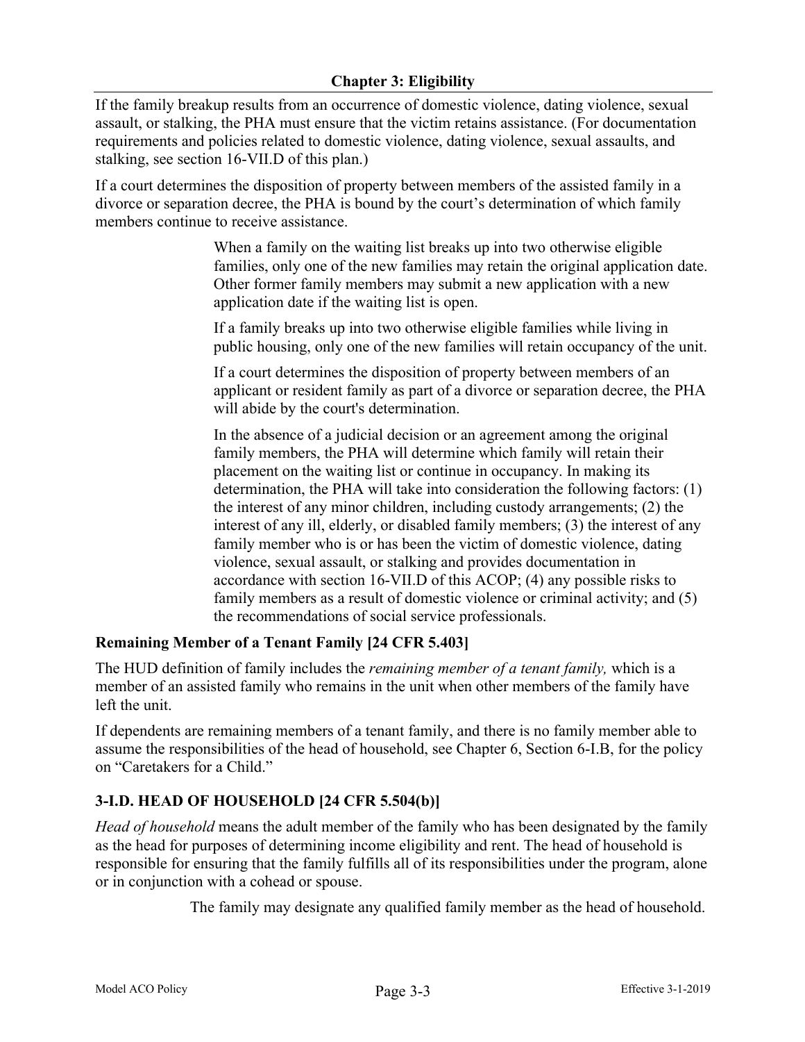If the family breakup results from an occurrence of domestic violence, dating violence, sexual assault, or stalking, the PHA must ensure that the victim retains assistance. (For documentation requirements and policies related to domestic violence, dating violence, sexual assaults, and stalking, see section 16-VII.D of this plan.)

If a court determines the disposition of property between members of the assisted family in a divorce or separation decree, the PHA is bound by the court's determination of which family members continue to receive assistance.

> When a family on the waiting list breaks up into two otherwise eligible families, only one of the new families may retain the original application date. Other former family members may submit a new application with a new application date if the waiting list is open.
>
> If a family breaks up into two otherwise eligible families while living in public housing, only one of the new families will retain occupancy of the unit.
>
> If a court determines the disposition of property between members of an applicant or resident family as part of a divorce or separation decree, the PHA will abide by the court's determination.
>
> In the absence of a judicial decision or an agreement among the original family members, the PHA will determine which family will retain their placement on the waiting list or continue in occupancy. In making its determination, the PHA will take into consideration the following factors: (1) the interest of any minor children, including custody arrangements; (2) the interest of any ill, elderly, or disabled family members; (3) the interest of any family member who is or has been the victim of domestic violence, dating violence, sexual assault, or stalking and provides documentation in accordance with section 16-VII.D of this ACOP; (4) any possible risks to family members as a result of domestic violence or criminal activity; and (5) the recommendations of social service professionals.

### Remaining Member of a Tenant Family [24 CFR 5.403]

The HUD definition of family includes the *remaining member of a tenant family,* which is a member of an assisted family who remains in the unit when other members of the family have left the unit.

If dependents are remaining members of a tenant family, and there is no family member able to assume the responsibilities of the head of household, see Chapter 6, Section 6-I.B, for the policy on "Caretakers for a Child."

## 3-I.D. HEAD OF HOUSEHOLD [24 CFR 5.504(b)]

*Head of household* means the adult member of the family who has been designated by the family as the head for purposes of determining income eligibility and rent. The head of household is responsible for ensuring that the family fulfills all of its responsibilities under the program, alone or in conjunction with a cohead or spouse.

> The family may designate any qualified family member as the head of household.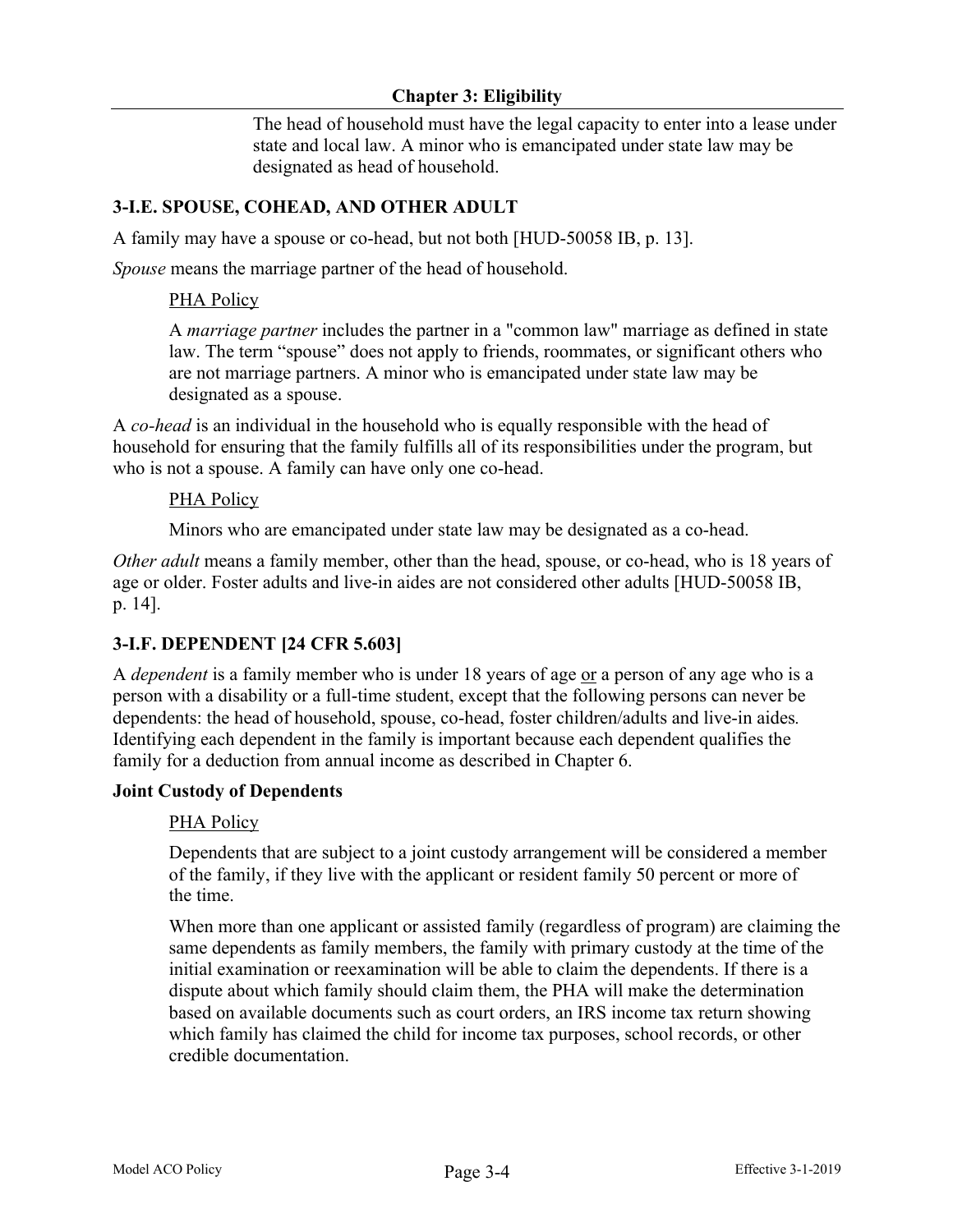The head of household must have the legal capacity to enter into a lease under state and local law. A minor who is emancipated under state law may be designated as head of household.

### 3-I.E. SPOUSE, COHEAD, AND OTHER ADULT

A family may have a spouse or co-head, but not both [HUD-50058 IB, p. 13].

*Spouse* means the marriage partner of the head of household.

<u>PHA Policy</u>

A *marriage partner* includes the partner in a "common law" marriage as defined in state law. The term "spouse" does not apply to friends, roommates, or significant others who are not marriage partners. A minor who is emancipated under state law may be designated as a spouse.

A *co-head* is an individual in the household who is equally responsible with the head of household for ensuring that the family fulfills all of its responsibilities under the program, but who is not a spouse. A family can have only one co-head.

<u>PHA Policy</u>

Minors who are emancipated under state law may be designated as a co-head.

*Other adult* means a family member, other than the head, spouse, or co-head, who is 18 years of age or older. Foster adults and live-in aides are not considered other adults [HUD-50058 IB, p. 14].

### 3-I.F. DEPENDENT [24 CFR 5.603]

A *dependent* is a family member who is under 18 years of age <u>or</u> a person of any age who is a person with a disability or a full-time student, except that the following persons can never be dependents: the head of household, spouse, co-head, foster children/adults and live-in aides*.* Identifying each dependent in the family is important because each dependent qualifies the family for a deduction from annual income as described in Chapter 6.

**Joint Custody of Dependents**

<u>PHA Policy</u>

Dependents that are subject to a joint custody arrangement will be considered a member of the family, if they live with the applicant or resident family 50 percent or more of the time.

When more than one applicant or assisted family (regardless of program) are claiming the same dependents as family members, the family with primary custody at the time of the initial examination or reexamination will be able to claim the dependents. If there is a dispute about which family should claim them, the PHA will make the determination based on available documents such as court orders, an IRS income tax return showing which family has claimed the child for income tax purposes, school records, or other credible documentation.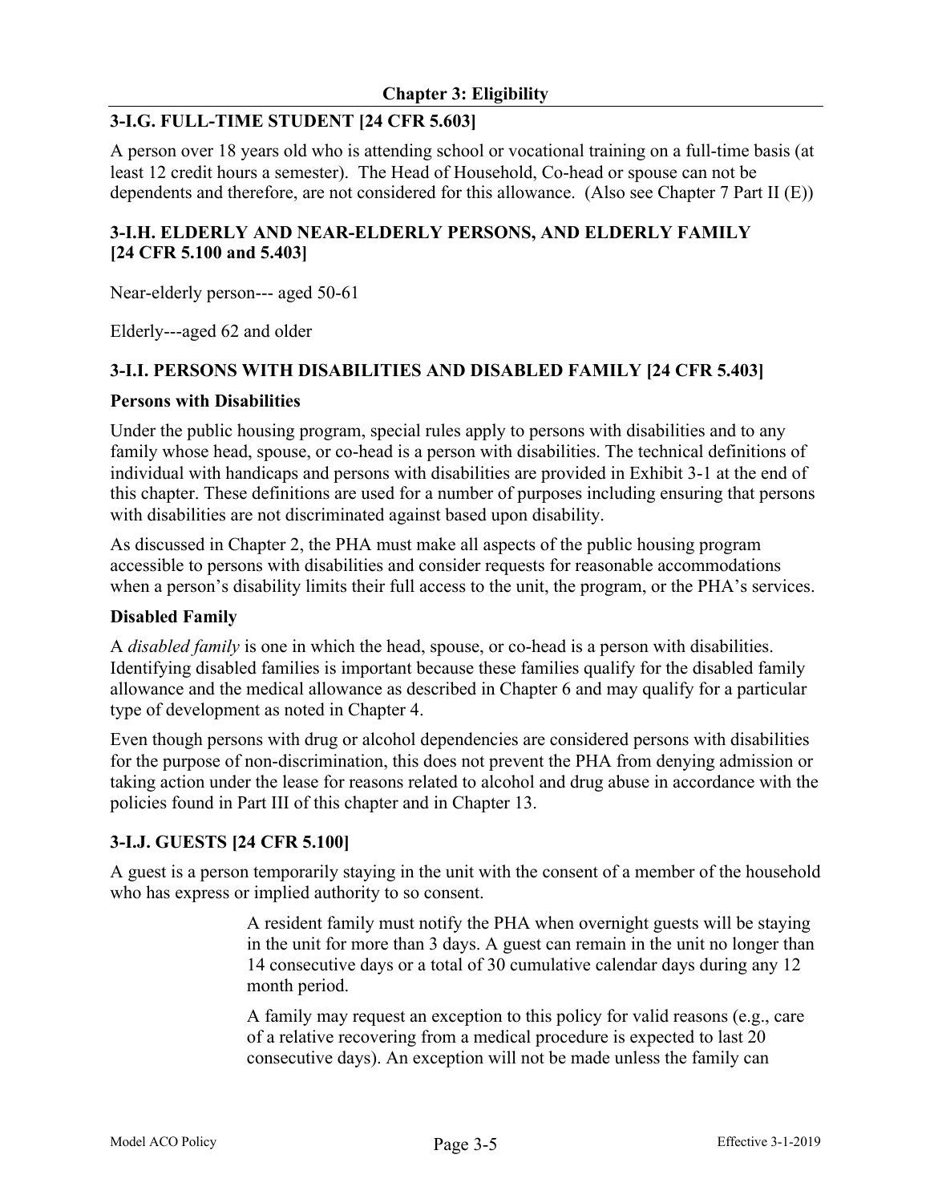### 3-I.G. FULL-TIME STUDENT [24 CFR 5.603]

A person over 18 years old who is attending school or vocational training on a full-time basis (at least 12 credit hours a semester). The Head of Household, Co-head or spouse can not be dependents and therefore, are not considered for this allowance. (Also see Chapter 7 Part II (E))

### 3-I.H. ELDERLY AND NEAR-ELDERLY PERSONS, AND ELDERLY FAMILY [24 CFR 5.100 and 5.403]

Near-elderly person--- aged 50-61

Elderly---aged 62 and older

### 3-I.I. PERSONS WITH DISABILITIES AND DISABLED FAMILY [24 CFR 5.403]

**Persons with Disabilities**

Under the public housing program, special rules apply to persons with disabilities and to any family whose head, spouse, or co-head is a person with disabilities. The technical definitions of individual with handicaps and persons with disabilities are provided in Exhibit 3-1 at the end of this chapter. These definitions are used for a number of purposes including ensuring that persons with disabilities are not discriminated against based upon disability.

As discussed in Chapter 2, the PHA must make all aspects of the public housing program accessible to persons with disabilities and consider requests for reasonable accommodations when a person's disability limits their full access to the unit, the program, or the PHA's services.

**Disabled Family**

A *disabled family* is one in which the head, spouse, or co-head is a person with disabilities. Identifying disabled families is important because these families qualify for the disabled family allowance and the medical allowance as described in Chapter 6 and may qualify for a particular type of development as noted in Chapter 4.

Even though persons with drug or alcohol dependencies are considered persons with disabilities for the purpose of non-discrimination, this does not prevent the PHA from denying admission or taking action under the lease for reasons related to alcohol and drug abuse in accordance with the policies found in Part III of this chapter and in Chapter 13.

### 3-I.J. GUESTS [24 CFR 5.100]

A guest is a person temporarily staying in the unit with the consent of a member of the household who has express or implied authority to so consent.

> A resident family must notify the PHA when overnight guests will be staying in the unit for more than 3 days. A guest can remain in the unit no longer than 14 consecutive days or a total of 30 cumulative calendar days during any 12 month period.
>
> A family may request an exception to this policy for valid reasons (e.g., care of a relative recovering from a medical procedure is expected to last 20 consecutive days). An exception will not be made unless the family can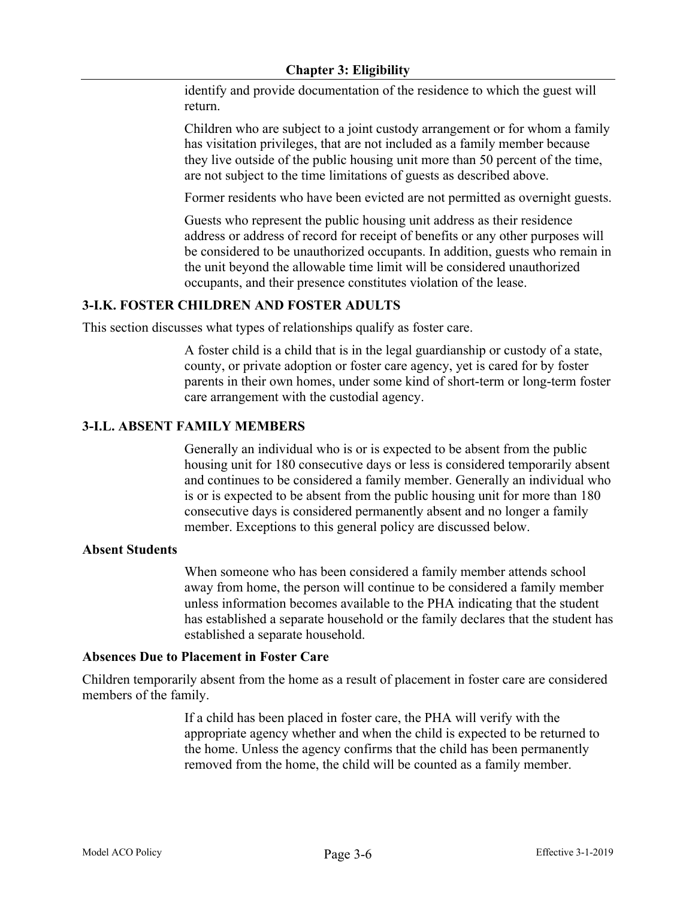identify and provide documentation of the residence to which the guest will return.

Children who are subject to a joint custody arrangement or for whom a family has visitation privileges, that are not included as a family member because they live outside of the public housing unit more than 50 percent of the time, are not subject to the time limitations of guests as described above.

Former residents who have been evicted are not permitted as overnight guests.

Guests who represent the public housing unit address as their residence address or address of record for receipt of benefits or any other purposes will be considered to be unauthorized occupants. In addition, guests who remain in the unit beyond the allowable time limit will be considered unauthorized occupants, and their presence constitutes violation of the lease.

### 3-I.K. FOSTER CHILDREN AND FOSTER ADULTS

This section discusses what types of relationships qualify as foster care.

A foster child is a child that is in the legal guardianship or custody of a state, county, or private adoption or foster care agency, yet is cared for by foster parents in their own homes, under some kind of short-term or long-term foster care arrangement with the custodial agency.

### 3-I.L. ABSENT FAMILY MEMBERS

Generally an individual who is or is expected to be absent from the public housing unit for 180 consecutive days or less is considered temporarily absent and continues to be considered a family member. Generally an individual who is or is expected to be absent from the public housing unit for more than 180 consecutive days is considered permanently absent and no longer a family member. Exceptions to this general policy are discussed below.

#### Absent Students

When someone who has been considered a family member attends school away from home, the person will continue to be considered a family member unless information becomes available to the PHA indicating that the student has established a separate household or the family declares that the student has established a separate household.

#### Absences Due to Placement in Foster Care

Children temporarily absent from the home as a result of placement in foster care are considered members of the family.

If a child has been placed in foster care, the PHA will verify with the appropriate agency whether and when the child is expected to be returned to the home. Unless the agency confirms that the child has been permanently removed from the home, the child will be counted as a family member.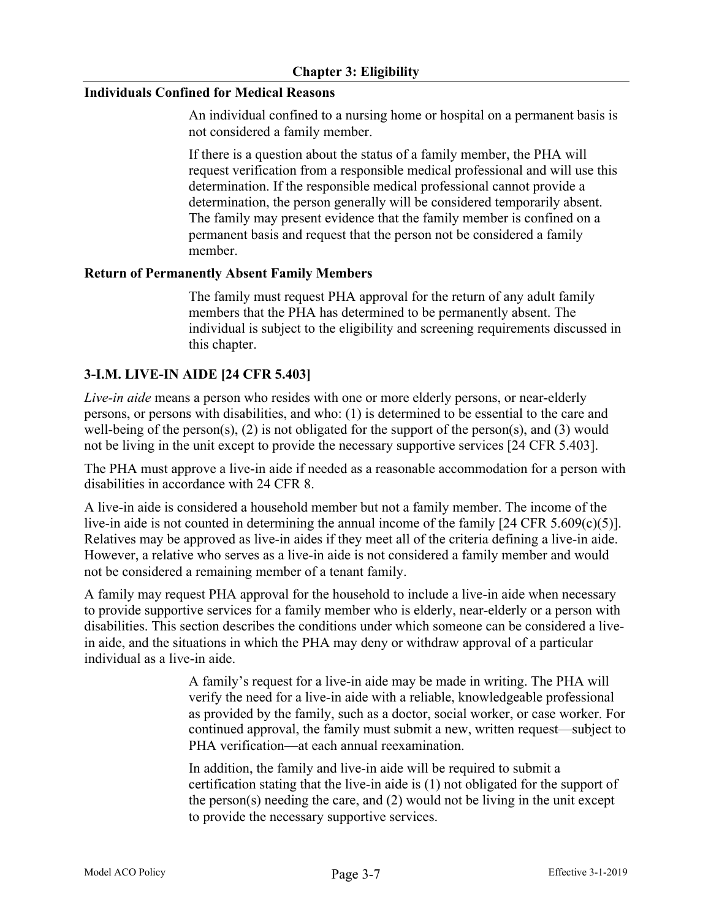#### Individuals Confined for Medical Reasons

An individual confined to a nursing home or hospital on a permanent basis is not considered a family member.

If there is a question about the status of a family member, the PHA will request verification from a responsible medical professional and will use this determination. If the responsible medical professional cannot provide a determination, the person generally will be considered temporarily absent. The family may present evidence that the family member is confined on a permanent basis and request that the person not be considered a family member.

#### Return of Permanently Absent Family Members

The family must request PHA approval for the return of any adult family members that the PHA has determined to be permanently absent. The individual is subject to the eligibility and screening requirements discussed in this chapter.

### 3-I.M. LIVE-IN AIDE [24 CFR 5.403]

*Live-in aide* means a person who resides with one or more elderly persons, or near-elderly persons, or persons with disabilities, and who: (1) is determined to be essential to the care and well-being of the person(s), (2) is not obligated for the support of the person(s), and (3) would not be living in the unit except to provide the necessary supportive services [24 CFR 5.403].

The PHA must approve a live-in aide if needed as a reasonable accommodation for a person with disabilities in accordance with 24 CFR 8.

A live-in aide is considered a household member but not a family member. The income of the live-in aide is not counted in determining the annual income of the family [24 CFR 5.609(c)(5)]. Relatives may be approved as live-in aides if they meet all of the criteria defining a live-in aide. However, a relative who serves as a live-in aide is not considered a family member and would not be considered a remaining member of a tenant family.

A family may request PHA approval for the household to include a live-in aide when necessary to provide supportive services for a family member who is elderly, near-elderly or a person with disabilities. This section describes the conditions under which someone can be considered a live-in aide, and the situations in which the PHA may deny or withdraw approval of a particular individual as a live-in aide.

A family's request for a live-in aide may be made in writing. The PHA will verify the need for a live-in aide with a reliable, knowledgeable professional as provided by the family, such as a doctor, social worker, or case worker. For continued approval, the family must submit a new, written request—subject to PHA verification—at each annual reexamination.

In addition, the family and live-in aide will be required to submit a certification stating that the live-in aide is (1) not obligated for the support of the person(s) needing the care, and (2) would not be living in the unit except to provide the necessary supportive services.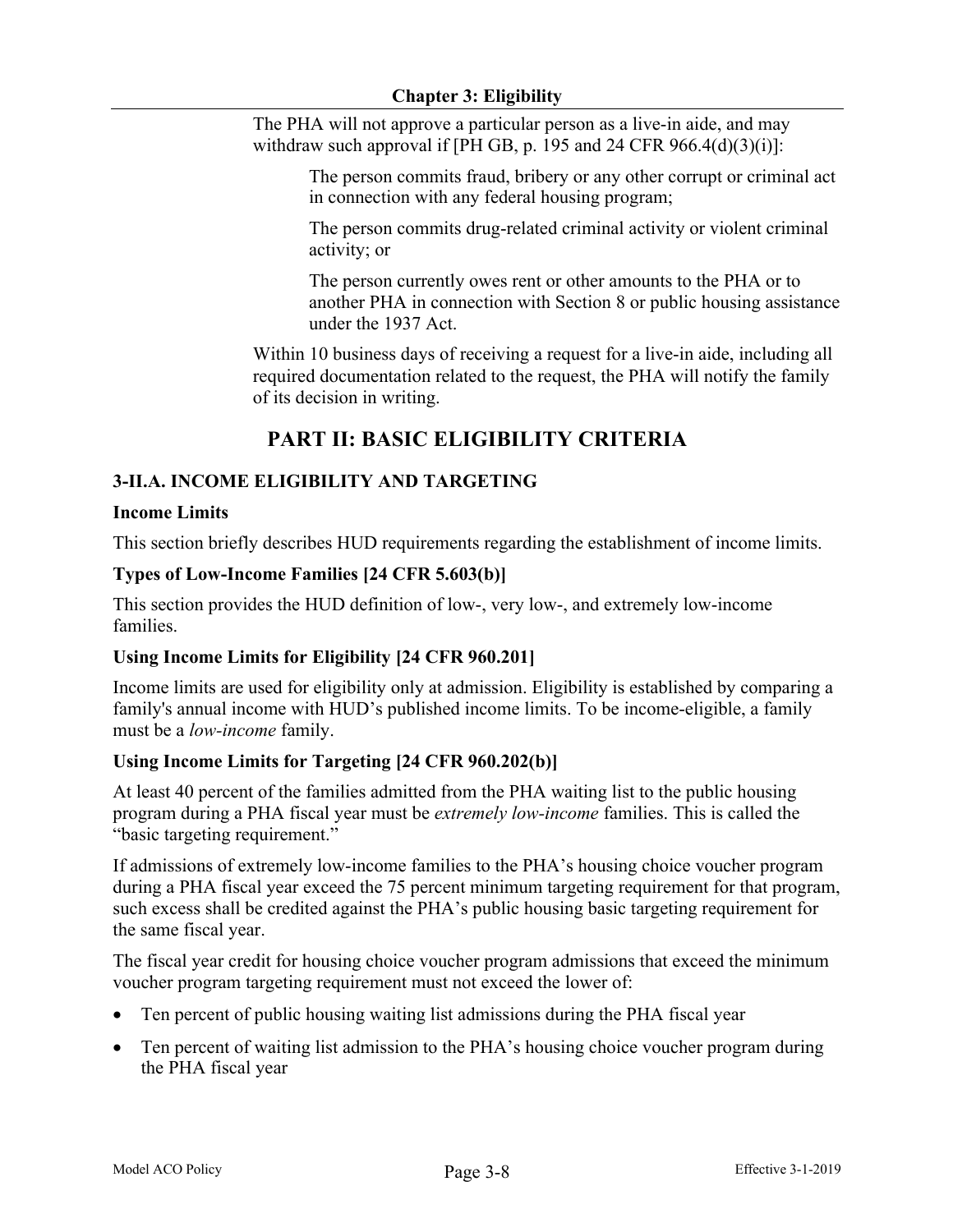The PHA will not approve a particular person as a live-in aide, and may withdraw such approval if [PH GB, p. 195 and 24 CFR 966.4(d)(3)(i)]:

> The person commits fraud, bribery or any other corrupt or criminal act in connection with any federal housing program;
>
> The person commits drug-related criminal activity or violent criminal activity; or
>
> The person currently owes rent or other amounts to the PHA or to another PHA in connection with Section 8 or public housing assistance under the 1937 Act.

Within 10 business days of receiving a request for a live-in aide, including all required documentation related to the request, the PHA will notify the family of its decision in writing.

# PART II: BASIC ELIGIBILITY CRITERIA

## 3-II.A. INCOME ELIGIBILITY AND TARGETING

### Income Limits

This section briefly describes HUD requirements regarding the establishment of income limits.

### Types of Low-Income Families [24 CFR 5.603(b)]

This section provides the HUD definition of low-, very low-, and extremely low-income families.

### Using Income Limits for Eligibility [24 CFR 960.201]

Income limits are used for eligibility only at admission. Eligibility is established by comparing a family's annual income with HUD's published income limits. To be income-eligible, a family must be a *low-income* family.

### Using Income Limits for Targeting [24 CFR 960.202(b)]

At least 40 percent of the families admitted from the PHA waiting list to the public housing program during a PHA fiscal year must be *extremely low-income* families. This is called the "basic targeting requirement."

If admissions of extremely low-income families to the PHA's housing choice voucher program during a PHA fiscal year exceed the 75 percent minimum targeting requirement for that program, such excess shall be credited against the PHA's public housing basic targeting requirement for the same fiscal year.

The fiscal year credit for housing choice voucher program admissions that exceed the minimum voucher program targeting requirement must not exceed the lower of:

- Ten percent of public housing waiting list admissions during the PHA fiscal year
- Ten percent of waiting list admission to the PHA's housing choice voucher program during the PHA fiscal year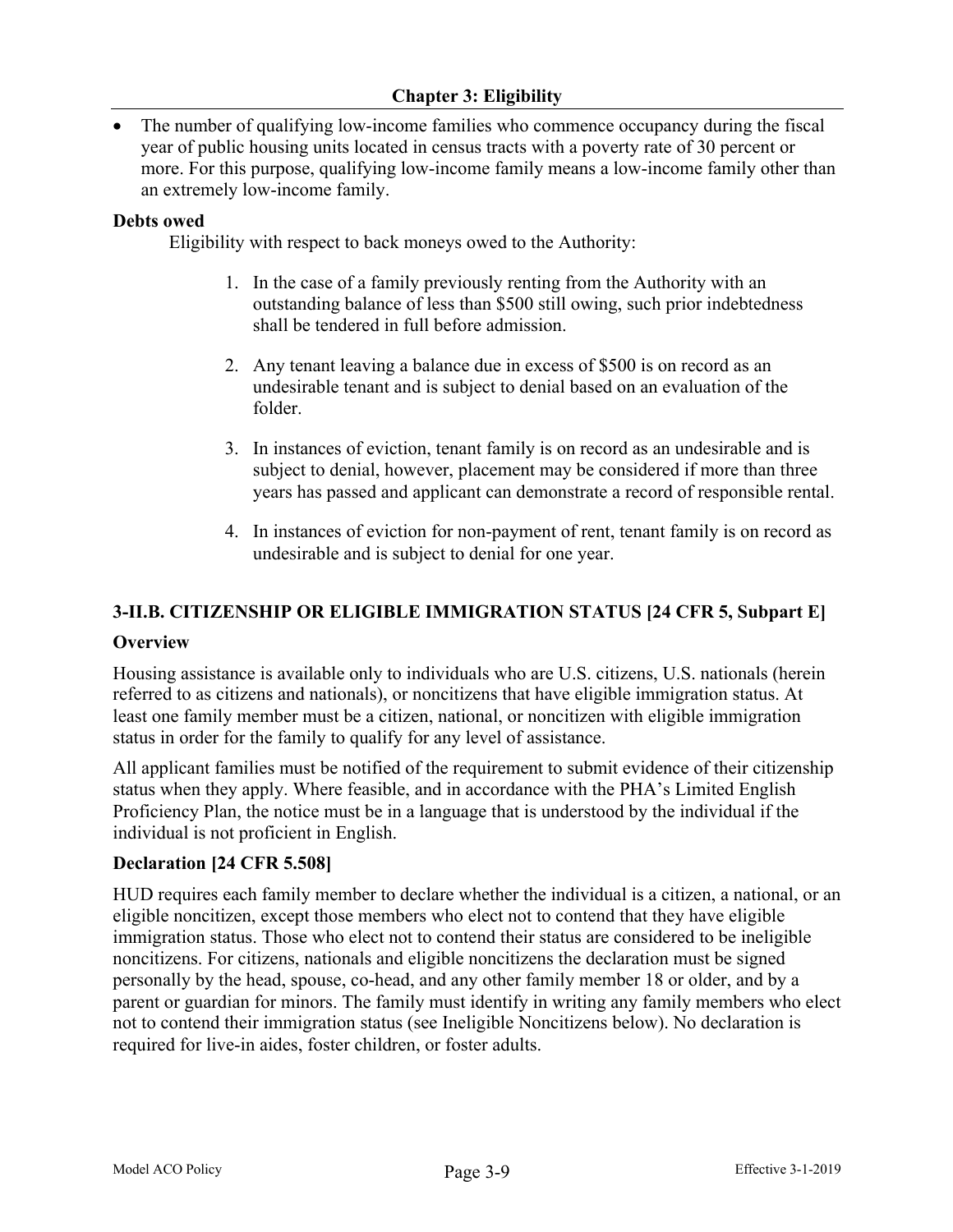- The number of qualifying low-income families who commence occupancy during the fiscal year of public housing units located in census tracts with a poverty rate of 30 percent or more. For this purpose, qualifying low-income family means a low-income family other than an extremely low-income family.

**Debts owed**

Eligibility with respect to back moneys owed to the Authority:

1. In the case of a family previously renting from the Authority with an outstanding balance of less than $500 still owing, such prior indebtedness shall be tendered in full before admission.
2. Any tenant leaving a balance due in excess of $500 is on record as an undesirable tenant and is subject to denial based on an evaluation of the folder.
3. In instances of eviction, tenant family is on record as an undesirable and is subject to denial, however, placement may be considered if more than three years has passed and applicant can demonstrate a record of responsible rental.
4. In instances of eviction for non-payment of rent, tenant family is on record as undesirable and is subject to denial for one year.

## 3-II.B. CITIZENSHIP OR ELIGIBLE IMMIGRATION STATUS [24 CFR 5, Subpart E]

### Overview

Housing assistance is available only to individuals who are U.S. citizens, U.S. nationals (herein referred to as citizens and nationals), or noncitizens that have eligible immigration status. At least one family member must be a citizen, national, or noncitizen with eligible immigration status in order for the family to qualify for any level of assistance.

All applicant families must be notified of the requirement to submit evidence of their citizenship status when they apply. Where feasible, and in accordance with the PHA's Limited English Proficiency Plan, the notice must be in a language that is understood by the individual if the individual is not proficient in English.

### Declaration [24 CFR 5.508]

HUD requires each family member to declare whether the individual is a citizen, a national, or an eligible noncitizen, except those members who elect not to contend that they have eligible immigration status. Those who elect not to contend their status are considered to be ineligible noncitizens. For citizens, nationals and eligible noncitizens the declaration must be signed personally by the head, spouse, co-head, and any other family member 18 or older, and by a parent or guardian for minors. The family must identify in writing any family members who elect not to contend their immigration status (see Ineligible Noncitizens below). No declaration is required for live-in aides, foster children, or foster adults.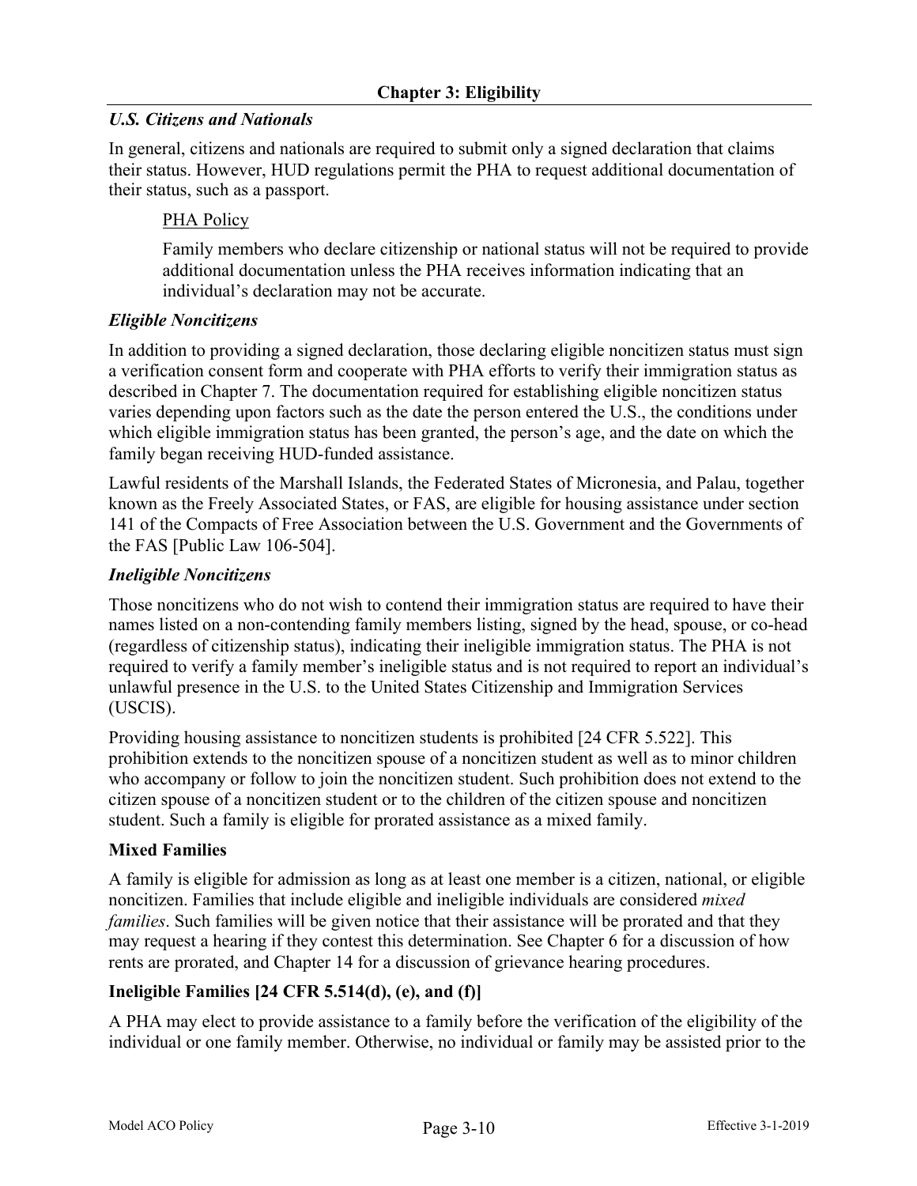*U.S. Citizens and Nationals*

In general, citizens and nationals are required to submit only a signed declaration that claims their status. However, HUD regulations permit the PHA to request additional documentation of their status, such as a passport.

> PHA Policy
>
> Family members who declare citizenship or national status will not be required to provide additional documentation unless the PHA receives information indicating that an individual's declaration may not be accurate.

*Eligible Noncitizens*

In addition to providing a signed declaration, those declaring eligible noncitizen status must sign a verification consent form and cooperate with PHA efforts to verify their immigration status as described in Chapter 7. The documentation required for establishing eligible noncitizen status varies depending upon factors such as the date the person entered the U.S., the conditions under which eligible immigration status has been granted, the person's age, and the date on which the family began receiving HUD-funded assistance.

Lawful residents of the Marshall Islands, the Federated States of Micronesia, and Palau, together known as the Freely Associated States, or FAS, are eligible for housing assistance under section 141 of the Compacts of Free Association between the U.S. Government and the Governments of the FAS [Public Law 106-504].

*Ineligible Noncitizens*

Those noncitizens who do not wish to contend their immigration status are required to have their names listed on a non-contending family members listing, signed by the head, spouse, or co-head (regardless of citizenship status), indicating their ineligible immigration status. The PHA is not required to verify a family member's ineligible status and is not required to report an individual's unlawful presence in the U.S. to the United States Citizenship and Immigration Services (USCIS).

Providing housing assistance to noncitizen students is prohibited [24 CFR 5.522]. This prohibition extends to the noncitizen spouse of a noncitizen student as well as to minor children who accompany or follow to join the noncitizen student. Such prohibition does not extend to the citizen spouse of a noncitizen student or to the children of the citizen spouse and noncitizen student. Such a family is eligible for prorated assistance as a mixed family.

**Mixed Families**

A family is eligible for admission as long as at least one member is a citizen, national, or eligible noncitizen. Families that include eligible and ineligible individuals are considered *mixed families*. Such families will be given notice that their assistance will be prorated and that they may request a hearing if they contest this determination. See Chapter 6 for a discussion of how rents are prorated, and Chapter 14 for a discussion of grievance hearing procedures.

**Ineligible Families [24 CFR 5.514(d), (e), and (f)]**

A PHA may elect to provide assistance to a family before the verification of the eligibility of the individual or one family member. Otherwise, no individual or family may be assisted prior to the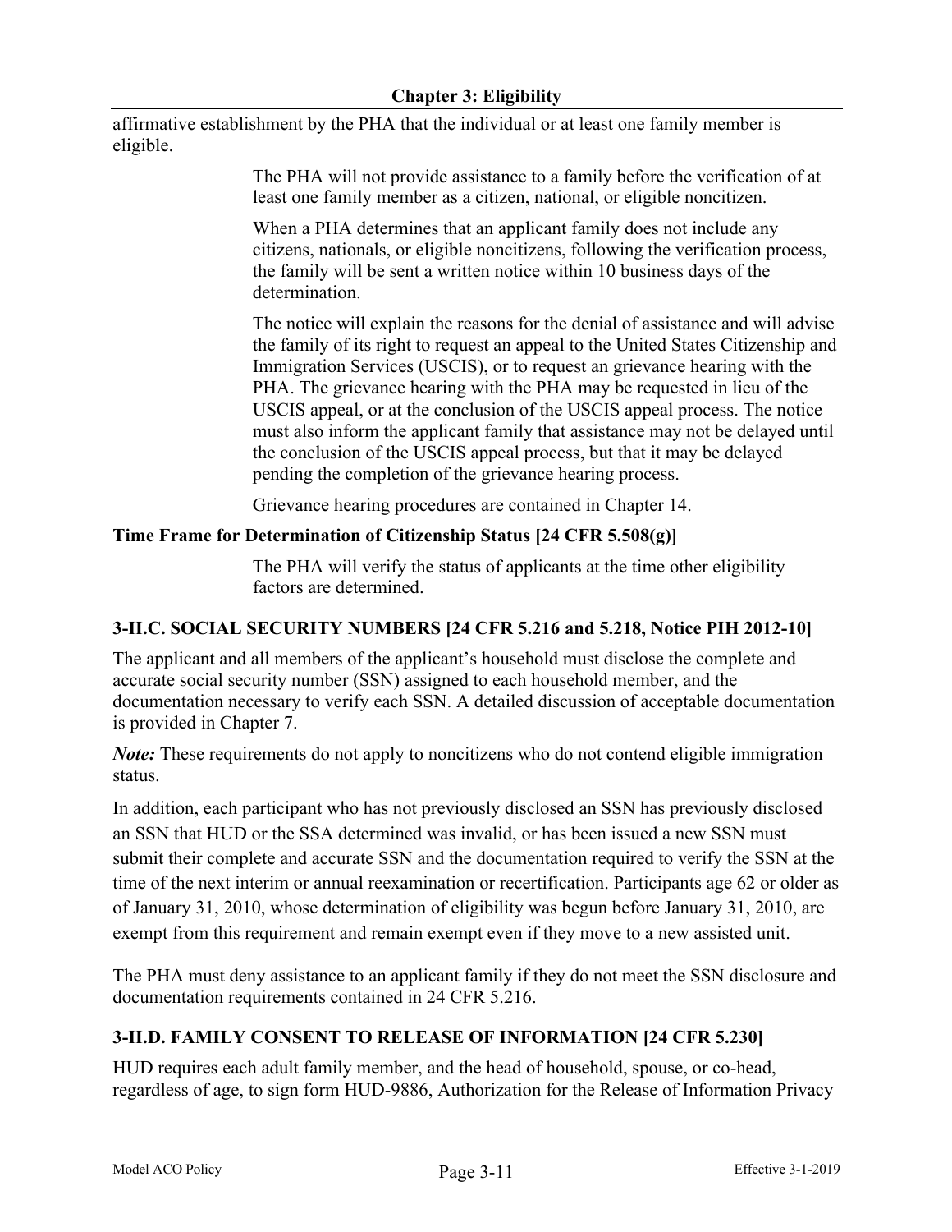affirmative establishment by the PHA that the individual or at least one family member is eligible.

> The PHA will not provide assistance to a family before the verification of at least one family member as a citizen, national, or eligible noncitizen.
>
> When a PHA determines that an applicant family does not include any citizens, nationals, or eligible noncitizens, following the verification process, the family will be sent a written notice within 10 business days of the determination.
>
> The notice will explain the reasons for the denial of assistance and will advise the family of its right to request an appeal to the United States Citizenship and Immigration Services (USCIS), or to request an grievance hearing with the PHA. The grievance hearing with the PHA may be requested in lieu of the USCIS appeal, or at the conclusion of the USCIS appeal process. The notice must also inform the applicant family that assistance may not be delayed until the conclusion of the USCIS appeal process, but that it may be delayed pending the completion of the grievance hearing process.
>
> Grievance hearing procedures are contained in Chapter 14.

**Time Frame for Determination of Citizenship Status [24 CFR 5.508(g)]**

> The PHA will verify the status of applicants at the time other eligibility factors are determined.

## 3-II.C. SOCIAL SECURITY NUMBERS [24 CFR 5.216 and 5.218, Notice PIH 2012-10]

The applicant and all members of the applicant's household must disclose the complete and accurate social security number (SSN) assigned to each household member, and the documentation necessary to verify each SSN. A detailed discussion of acceptable documentation is provided in Chapter 7.

***Note:*** These requirements do not apply to noncitizens who do not contend eligible immigration status.

In addition, each participant who has not previously disclosed an SSN has previously disclosed an SSN that HUD or the SSA determined was invalid, or has been issued a new SSN must submit their complete and accurate SSN and the documentation required to verify the SSN at the time of the next interim or annual reexamination or recertification. Participants age 62 or older as of January 31, 2010, whose determination of eligibility was begun before January 31, 2010, are exempt from this requirement and remain exempt even if they move to a new assisted unit.

The PHA must deny assistance to an applicant family if they do not meet the SSN disclosure and documentation requirements contained in 24 CFR 5.216.

## 3-II.D. FAMILY CONSENT TO RELEASE OF INFORMATION [24 CFR 5.230]

HUD requires each adult family member, and the head of household, spouse, or co-head, regardless of age, to sign form HUD-9886, Authorization for the Release of Information Privacy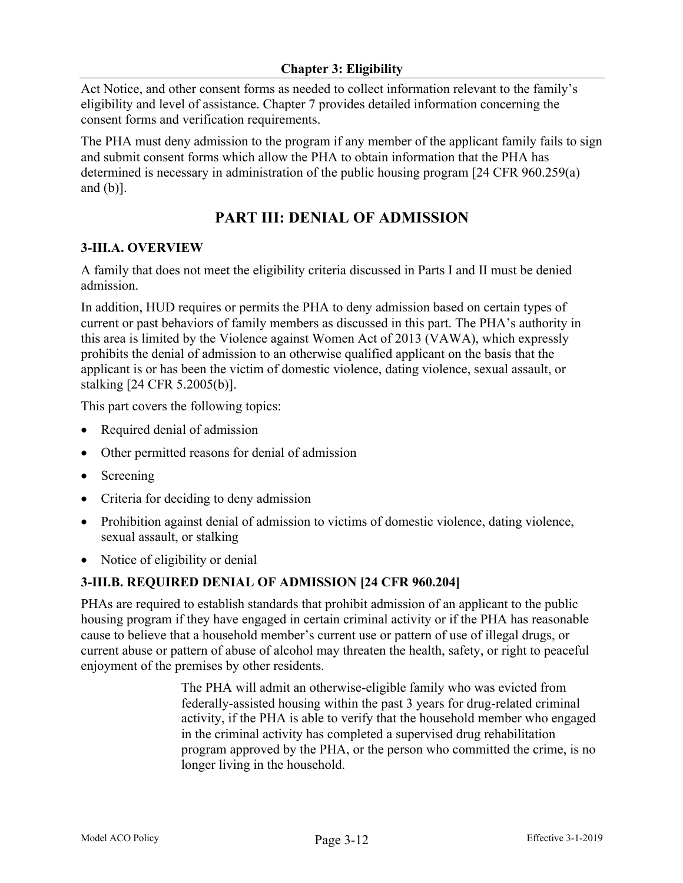Act Notice, and other consent forms as needed to collect information relevant to the family's eligibility and level of assistance. Chapter 7 provides detailed information concerning the consent forms and verification requirements.

The PHA must deny admission to the program if any member of the applicant family fails to sign and submit consent forms which allow the PHA to obtain information that the PHA has determined is necessary in administration of the public housing program [24 CFR 960.259(a) and (b)].

## PART III: DENIAL OF ADMISSION

### 3-III.A. OVERVIEW

A family that does not meet the eligibility criteria discussed in Parts I and II must be denied admission.

In addition, HUD requires or permits the PHA to deny admission based on certain types of current or past behaviors of family members as discussed in this part. The PHA's authority in this area is limited by the Violence against Women Act of 2013 (VAWA), which expressly prohibits the denial of admission to an otherwise qualified applicant on the basis that the applicant is or has been the victim of domestic violence, dating violence, sexual assault, or stalking [24 CFR 5.2005(b)].

This part covers the following topics:

- Required denial of admission
- Other permitted reasons for denial of admission
- Screening
- Criteria for deciding to deny admission
- Prohibition against denial of admission to victims of domestic violence, dating violence, sexual assault, or stalking
- Notice of eligibility or denial

### 3-III.B. REQUIRED DENIAL OF ADMISSION [24 CFR 960.204]

PHAs are required to establish standards that prohibit admission of an applicant to the public housing program if they have engaged in certain criminal activity or if the PHA has reasonable cause to believe that a household member's current use or pattern of use of illegal drugs, or current abuse or pattern of abuse of alcohol may threaten the health, safety, or right to peaceful enjoyment of the premises by other residents.

> The PHA will admit an otherwise-eligible family who was evicted from federally-assisted housing within the past 3 years for drug-related criminal activity, if the PHA is able to verify that the household member who engaged in the criminal activity has completed a supervised drug rehabilitation program approved by the PHA, or the person who committed the crime, is no longer living in the household.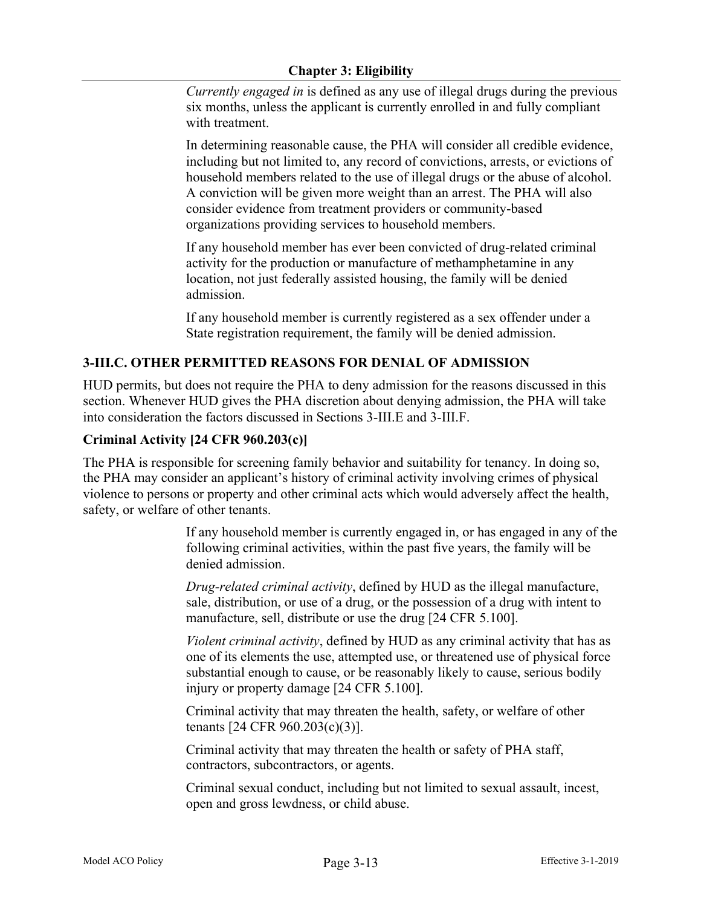*Currently engaged in* is defined as any use of illegal drugs during the previous six months, unless the applicant is currently enrolled in and fully compliant with treatment.

In determining reasonable cause, the PHA will consider all credible evidence, including but not limited to, any record of convictions, arrests, or evictions of household members related to the use of illegal drugs or the abuse of alcohol. A conviction will be given more weight than an arrest. The PHA will also consider evidence from treatment providers or community-based organizations providing services to household members.

If any household member has ever been convicted of drug-related criminal activity for the production or manufacture of methamphetamine in any location, not just federally assisted housing, the family will be denied admission.

If any household member is currently registered as a sex offender under a State registration requirement, the family will be denied admission.

## 3-III.C. OTHER PERMITTED REASONS FOR DENIAL OF ADMISSION

HUD permits, but does not require the PHA to deny admission for the reasons discussed in this section. Whenever HUD gives the PHA discretion about denying admission, the PHA will take into consideration the factors discussed in Sections 3-III.E and 3-III.F.

### Criminal Activity [24 CFR 960.203(c)]

The PHA is responsible for screening family behavior and suitability for tenancy. In doing so, the PHA may consider an applicant's history of criminal activity involving crimes of physical violence to persons or property and other criminal acts which would adversely affect the health, safety, or welfare of other tenants.

If any household member is currently engaged in, or has engaged in any of the following criminal activities, within the past five years, the family will be denied admission.

*Drug-related criminal activity*, defined by HUD as the illegal manufacture, sale, distribution, or use of a drug, or the possession of a drug with intent to manufacture, sell, distribute or use the drug [24 CFR 5.100].

*Violent criminal activity*, defined by HUD as any criminal activity that has as one of its elements the use, attempted use, or threatened use of physical force substantial enough to cause, or be reasonably likely to cause, serious bodily injury or property damage [24 CFR 5.100].

Criminal activity that may threaten the health, safety, or welfare of other tenants [24 CFR 960.203(c)(3)].

Criminal activity that may threaten the health or safety of PHA staff, contractors, subcontractors, or agents.

Criminal sexual conduct, including but not limited to sexual assault, incest, open and gross lewdness, or child abuse.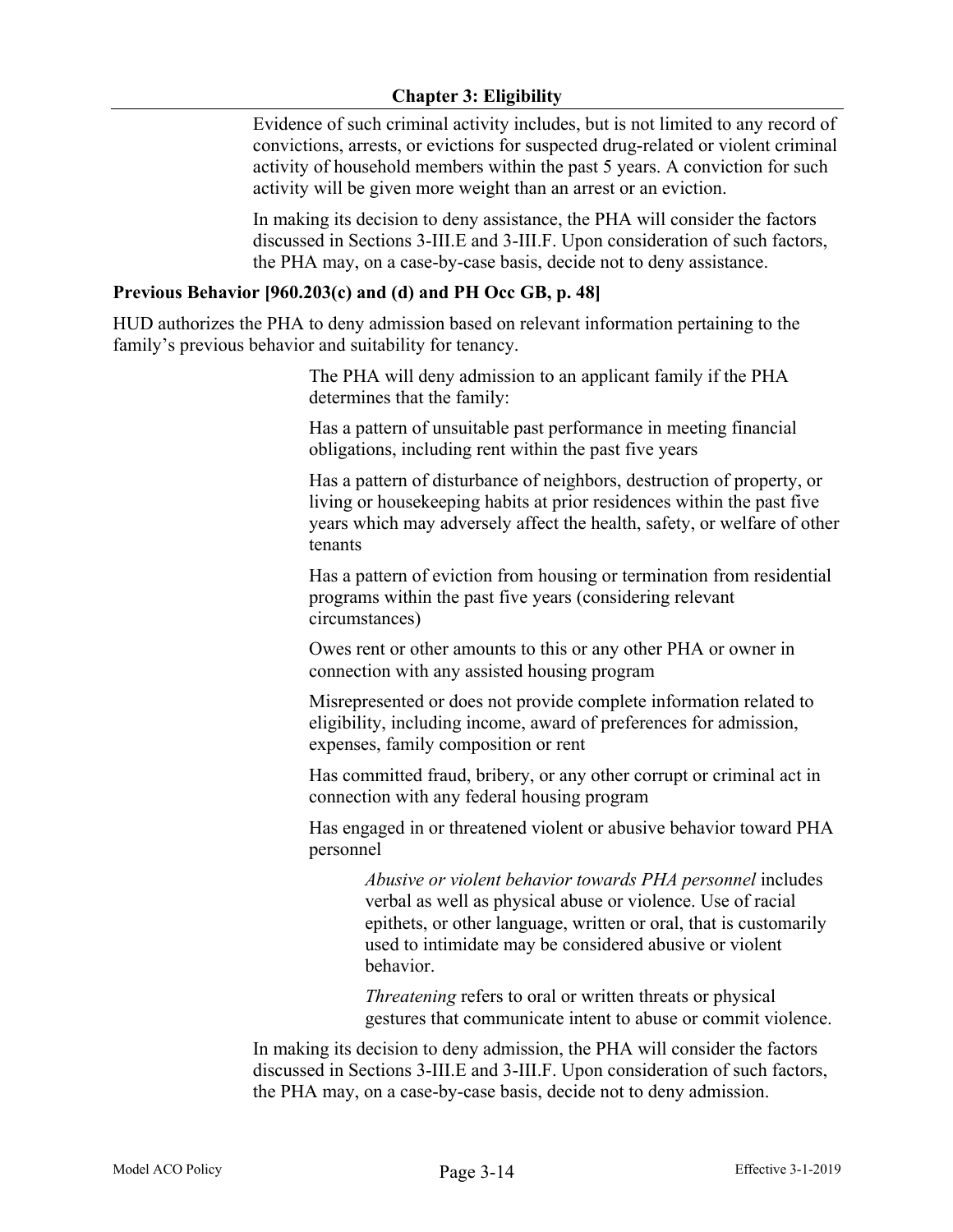Evidence of such criminal activity includes, but is not limited to any record of convictions, arrests, or evictions for suspected drug-related or violent criminal activity of household members within the past 5 years. A conviction for such activity will be given more weight than an arrest or an eviction.

In making its decision to deny assistance, the PHA will consider the factors discussed in Sections 3-III.E and 3-III.F. Upon consideration of such factors, the PHA may, on a case-by-case basis, decide not to deny assistance.

**Previous Behavior [960.203(c) and (d) and PH Occ GB, p. 48]**

HUD authorizes the PHA to deny admission based on relevant information pertaining to the family's previous behavior and suitability for tenancy.

The PHA will deny admission to an applicant family if the PHA determines that the family:

Has a pattern of unsuitable past performance in meeting financial obligations, including rent within the past five years

Has a pattern of disturbance of neighbors, destruction of property, or living or housekeeping habits at prior residences within the past five years which may adversely affect the health, safety, or welfare of other tenants

Has a pattern of eviction from housing or termination from residential programs within the past five years (considering relevant circumstances)

Owes rent or other amounts to this or any other PHA or owner in connection with any assisted housing program

Misrepresented or does not provide complete information related to eligibility, including income, award of preferences for admission, expenses, family composition or rent

Has committed fraud, bribery, or any other corrupt or criminal act in connection with any federal housing program

Has engaged in or threatened violent or abusive behavior toward PHA personnel

*Abusive or violent behavior towards PHA personnel* includes verbal as well as physical abuse or violence. Use of racial epithets, or other language, written or oral, that is customarily used to intimidate may be considered abusive or violent behavior.

*Threatening* refers to oral or written threats or physical gestures that communicate intent to abuse or commit violence.

In making its decision to deny admission, the PHA will consider the factors discussed in Sections 3-III.E and 3-III.F. Upon consideration of such factors, the PHA may, on a case-by-case basis, decide not to deny admission.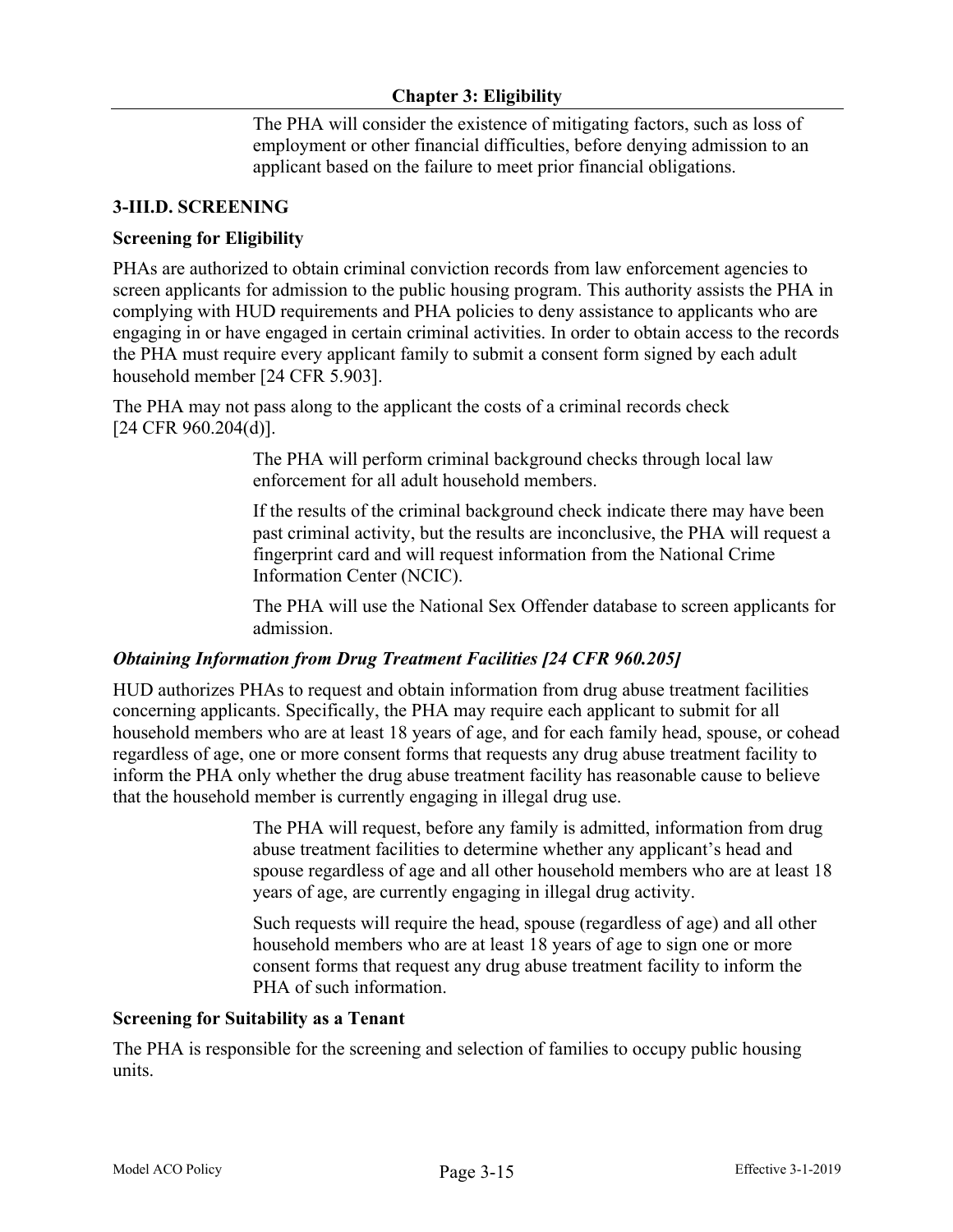The PHA will consider the existence of mitigating factors, such as loss of employment or other financial difficulties, before denying admission to an applicant based on the failure to meet prior financial obligations.

## 3-III.D. SCREENING

### Screening for Eligibility

PHAs are authorized to obtain criminal conviction records from law enforcement agencies to screen applicants for admission to the public housing program. This authority assists the PHA in complying with HUD requirements and PHA policies to deny assistance to applicants who are engaging in or have engaged in certain criminal activities. In order to obtain access to the records the PHA must require every applicant family to submit a consent form signed by each adult household member [24 CFR 5.903].

The PHA may not pass along to the applicant the costs of a criminal records check [24 CFR 960.204(d)].

> The PHA will perform criminal background checks through local law enforcement for all adult household members.
>
> If the results of the criminal background check indicate there may have been past criminal activity, but the results are inconclusive, the PHA will request a fingerprint card and will request information from the National Crime Information Center (NCIC).
>
> The PHA will use the National Sex Offender database to screen applicants for admission.

#### *Obtaining Information from Drug Treatment Facilities [24 CFR 960.205]*

HUD authorizes PHAs to request and obtain information from drug abuse treatment facilities concerning applicants. Specifically, the PHA may require each applicant to submit for all household members who are at least 18 years of age, and for each family head, spouse, or cohead regardless of age, one or more consent forms that requests any drug abuse treatment facility to inform the PHA only whether the drug abuse treatment facility has reasonable cause to believe that the household member is currently engaging in illegal drug use.

> The PHA will request, before any family is admitted, information from drug abuse treatment facilities to determine whether any applicant's head and spouse regardless of age and all other household members who are at least 18 years of age, are currently engaging in illegal drug activity.
>
> Such requests will require the head, spouse (regardless of age) and all other household members who are at least 18 years of age to sign one or more consent forms that request any drug abuse treatment facility to inform the PHA of such information.

### Screening for Suitability as a Tenant

The PHA is responsible for the screening and selection of families to occupy public housing units.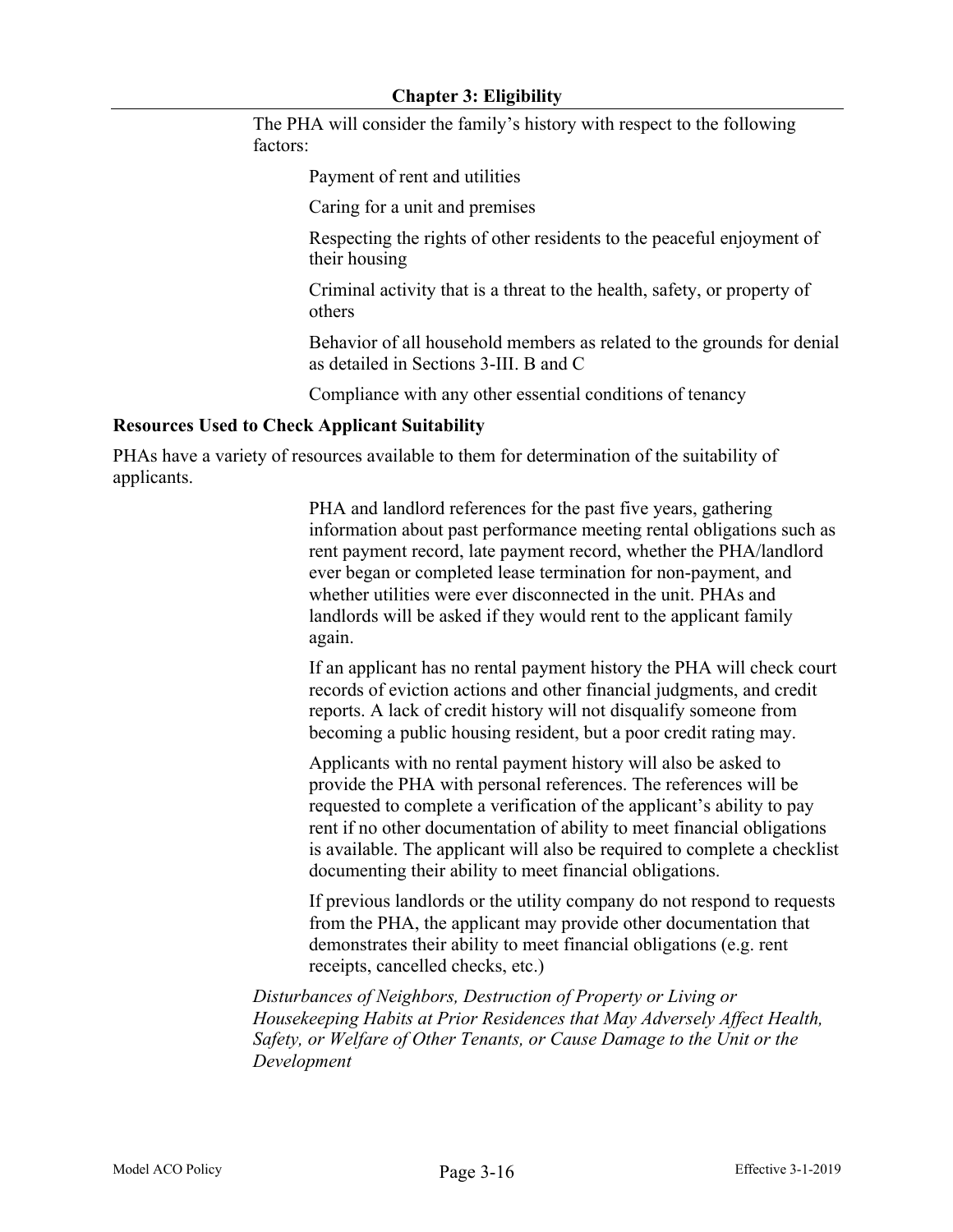The PHA will consider the family's history with respect to the following factors:

Payment of rent and utilities

Caring for a unit and premises

Respecting the rights of other residents to the peaceful enjoyment of their housing

Criminal activity that is a threat to the health, safety, or property of others

Behavior of all household members as related to the grounds for denial as detailed in Sections 3-III. B and C

Compliance with any other essential conditions of tenancy

**Resources Used to Check Applicant Suitability**

PHAs have a variety of resources available to them for determination of the suitability of applicants.

PHA and landlord references for the past five years, gathering information about past performance meeting rental obligations such as rent payment record, late payment record, whether the PHA/landlord ever began or completed lease termination for non-payment, and whether utilities were ever disconnected in the unit. PHAs and landlords will be asked if they would rent to the applicant family again.

If an applicant has no rental payment history the PHA will check court records of eviction actions and other financial judgments, and credit reports. A lack of credit history will not disqualify someone from becoming a public housing resident, but a poor credit rating may.

Applicants with no rental payment history will also be asked to provide the PHA with personal references. The references will be requested to complete a verification of the applicant's ability to pay rent if no other documentation of ability to meet financial obligations is available. The applicant will also be required to complete a checklist documenting their ability to meet financial obligations.

If previous landlords or the utility company do not respond to requests from the PHA, the applicant may provide other documentation that demonstrates their ability to meet financial obligations (e.g. rent receipts, cancelled checks, etc.)

*Disturbances of Neighbors, Destruction of Property or Living or Housekeeping Habits at Prior Residences that May Adversely Affect Health, Safety, or Welfare of Other Tenants, or Cause Damage to the Unit or the Development*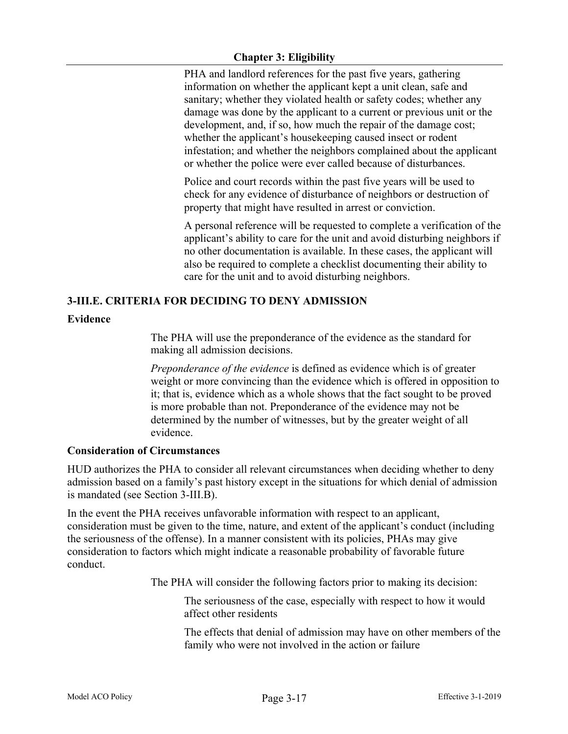PHA and landlord references for the past five years, gathering information on whether the applicant kept a unit clean, safe and sanitary; whether they violated health or safety codes; whether any damage was done by the applicant to a current or previous unit or the development, and, if so, how much the repair of the damage cost; whether the applicant's housekeeping caused insect or rodent infestation; and whether the neighbors complained about the applicant or whether the police were ever called because of disturbances.

Police and court records within the past five years will be used to check for any evidence of disturbance of neighbors or destruction of property that might have resulted in arrest or conviction.

A personal reference will be requested to complete a verification of the applicant's ability to care for the unit and avoid disturbing neighbors if no other documentation is available. In these cases, the applicant will also be required to complete a checklist documenting their ability to care for the unit and to avoid disturbing neighbors.

## 3-III.E. CRITERIA FOR DECIDING TO DENY ADMISSION

### Evidence

The PHA will use the preponderance of the evidence as the standard for making all admission decisions.

*Preponderance of the evidence* is defined as evidence which is of greater weight or more convincing than the evidence which is offered in opposition to it; that is, evidence which as a whole shows that the fact sought to be proved is more probable than not. Preponderance of the evidence may not be determined by the number of witnesses, but by the greater weight of all evidence.

### Consideration of Circumstances

HUD authorizes the PHA to consider all relevant circumstances when deciding whether to deny admission based on a family's past history except in the situations for which denial of admission is mandated (see Section 3-III.B).

In the event the PHA receives unfavorable information with respect to an applicant, consideration must be given to the time, nature, and extent of the applicant's conduct (including the seriousness of the offense). In a manner consistent with its policies, PHAs may give consideration to factors which might indicate a reasonable probability of favorable future conduct.

The PHA will consider the following factors prior to making its decision:

The seriousness of the case, especially with respect to how it would affect other residents

The effects that denial of admission may have on other members of the family who were not involved in the action or failure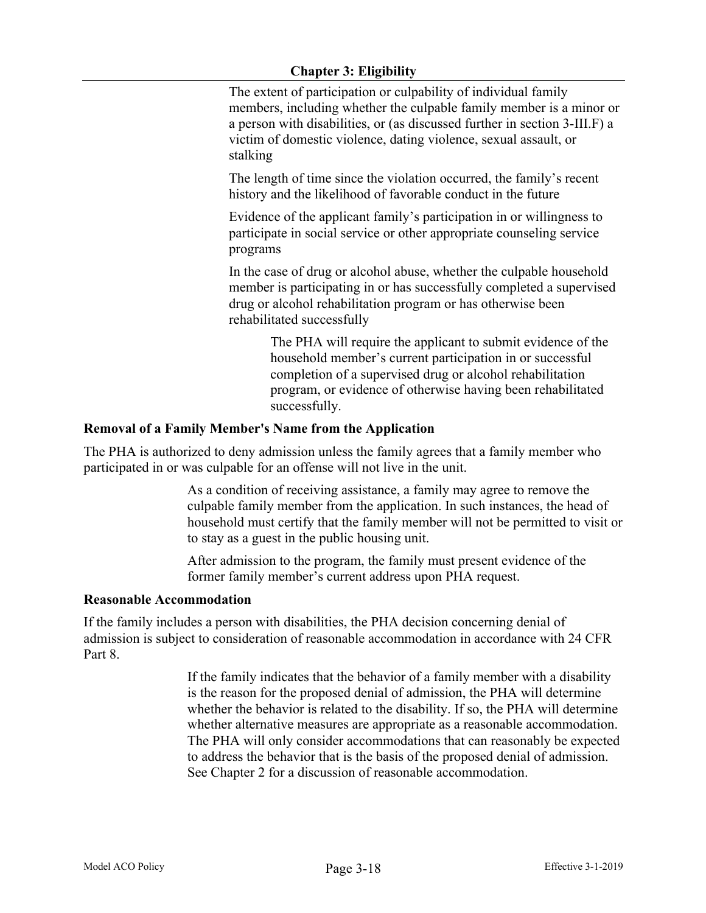The extent of participation or culpability of individual family members, including whether the culpable family member is a minor or a person with disabilities, or (as discussed further in section 3-III.F) a victim of domestic violence, dating violence, sexual assault, or stalking

The length of time since the violation occurred, the family's recent history and the likelihood of favorable conduct in the future

Evidence of the applicant family's participation in or willingness to participate in social service or other appropriate counseling service programs

In the case of drug or alcohol abuse, whether the culpable household member is participating in or has successfully completed a supervised drug or alcohol rehabilitation program or has otherwise been rehabilitated successfully

> The PHA will require the applicant to submit evidence of the household member's current participation in or successful completion of a supervised drug or alcohol rehabilitation program, or evidence of otherwise having been rehabilitated successfully.

**Removal of a Family Member's Name from the Application**

The PHA is authorized to deny admission unless the family agrees that a family member who participated in or was culpable for an offense will not live in the unit.

> As a condition of receiving assistance, a family may agree to remove the culpable family member from the application. In such instances, the head of household must certify that the family member will not be permitted to visit or to stay as a guest in the public housing unit.
>
> After admission to the program, the family must present evidence of the former family member's current address upon PHA request.

**Reasonable Accommodation**

If the family includes a person with disabilities, the PHA decision concerning denial of admission is subject to consideration of reasonable accommodation in accordance with 24 CFR Part 8.

> If the family indicates that the behavior of a family member with a disability is the reason for the proposed denial of admission, the PHA will determine whether the behavior is related to the disability. If so, the PHA will determine whether alternative measures are appropriate as a reasonable accommodation. The PHA will only consider accommodations that can reasonably be expected to address the behavior that is the basis of the proposed denial of admission. See Chapter 2 for a discussion of reasonable accommodation.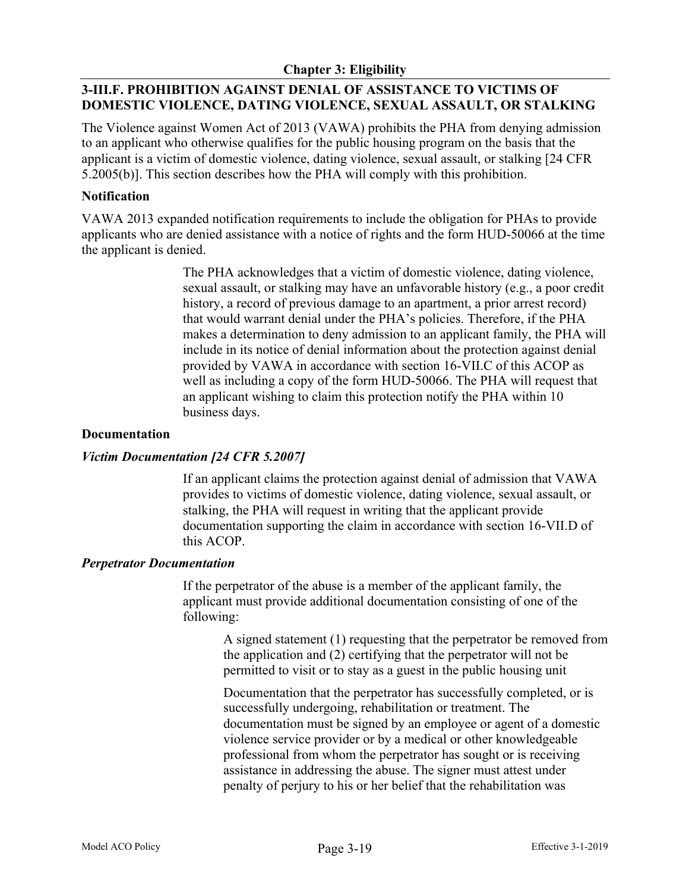### 3-III.F. PROHIBITION AGAINST DENIAL OF ASSISTANCE TO VICTIMS OF DOMESTIC VIOLENCE, DATING VIOLENCE, SEXUAL ASSAULT, OR STALKING

The Violence against Women Act of 2013 (VAWA) prohibits the PHA from denying admission to an applicant who otherwise qualifies for the public housing program on the basis that the applicant is a victim of domestic violence, dating violence, sexual assault, or stalking [24 CFR 5.2005(b)]. This section describes how the PHA will comply with this prohibition.

**Notification**

VAWA 2013 expanded notification requirements to include the obligation for PHAs to provide applicants who are denied assistance with a notice of rights and the form HUD-50066 at the time the applicant is denied.

> The PHA acknowledges that a victim of domestic violence, dating violence, sexual assault, or stalking may have an unfavorable history (e.g., a poor credit history, a record of previous damage to an apartment, a prior arrest record) that would warrant denial under the PHA's policies. Therefore, if the PHA makes a determination to deny admission to an applicant family, the PHA will include in its notice of denial information about the protection against denial provided by VAWA in accordance with section 16-VII.C of this ACOP as well as including a copy of the form HUD-50066. The PHA will request that an applicant wishing to claim this protection notify the PHA within 10 business days.

**Documentation**

***Victim Documentation [24 CFR 5.2007]***

> If an applicant claims the protection against denial of admission that VAWA provides to victims of domestic violence, dating violence, sexual assault, or stalking, the PHA will request in writing that the applicant provide documentation supporting the claim in accordance with section 16-VII.D of this ACOP.

***Perpetrator Documentation***

> If the perpetrator of the abuse is a member of the applicant family, the applicant must provide additional documentation consisting of one of the following:
>
> > A signed statement (1) requesting that the perpetrator be removed from the application and (2) certifying that the perpetrator will not be permitted to visit or to stay as a guest in the public housing unit
> >
> > Documentation that the perpetrator has successfully completed, or is successfully undergoing, rehabilitation or treatment. The documentation must be signed by an employee or agent of a domestic violence service provider or by a medical or other knowledgeable professional from whom the perpetrator has sought or is receiving assistance in addressing the abuse. The signer must attest under penalty of perjury to his or her belief that the rehabilitation was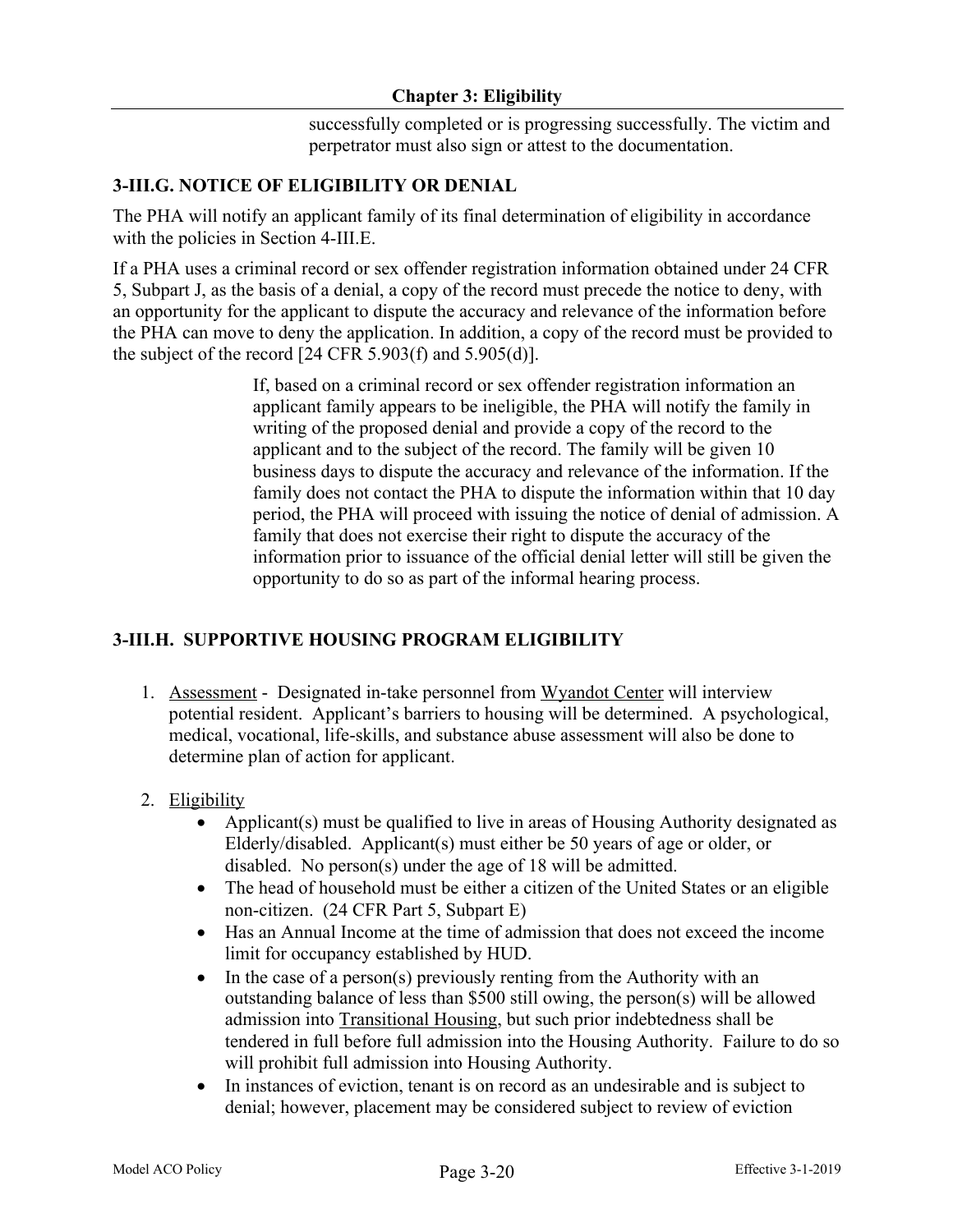successfully completed or is progressing successfully. The victim and perpetrator must also sign or attest to the documentation.

## 3-III.G. NOTICE OF ELIGIBILITY OR DENIAL

The PHA will notify an applicant family of its final determination of eligibility in accordance with the policies in Section 4-III.E.

If a PHA uses a criminal record or sex offender registration information obtained under 24 CFR 5, Subpart J, as the basis of a denial, a copy of the record must precede the notice to deny, with an opportunity for the applicant to dispute the accuracy and relevance of the information before the PHA can move to deny the application. In addition, a copy of the record must be provided to the subject of the record [24 CFR 5.903(f) and 5.905(d)].

> If, based on a criminal record or sex offender registration information an applicant family appears to be ineligible, the PHA will notify the family in writing of the proposed denial and provide a copy of the record to the applicant and to the subject of the record. The family will be given 10 business days to dispute the accuracy and relevance of the information. If the family does not contact the PHA to dispute the information within that 10 day period, the PHA will proceed with issuing the notice of denial of admission. A family that does not exercise their right to dispute the accuracy of the information prior to issuance of the official denial letter will still be given the opportunity to do so as part of the informal hearing process.

## 3-III.H. SUPPORTIVE HOUSING PROGRAM ELIGIBILITY

1. <u>Assessment</u> - Designated in-take personnel from <u>Wyandot Center</u> will interview potential resident. Applicant's barriers to housing will be determined. A psychological, medical, vocational, life-skills, and substance abuse assessment will also be done to determine plan of action for applicant.

2. <u>Eligibility</u>
   - Applicant(s) must be qualified to live in areas of Housing Authority designated as Elderly/disabled. Applicant(s) must either be 50 years of age or older, or disabled. No person(s) under the age of 18 will be admitted.
   - The head of household must be either a citizen of the United States or an eligible non-citizen. (24 CFR Part 5, Subpart E)
   - Has an Annual Income at the time of admission that does not exceed the income limit for occupancy established by HUD.
   - In the case of a person(s) previously renting from the Authority with an outstanding balance of less than $500 still owing, the person(s) will be allowed admission into <u>Transitional Housing</u>, but such prior indebtedness shall be tendered in full before full admission into the Housing Authority. Failure to do so will prohibit full admission into Housing Authority.
   - In instances of eviction, tenant is on record as an undesirable and is subject to denial; however, placement may be considered subject to review of eviction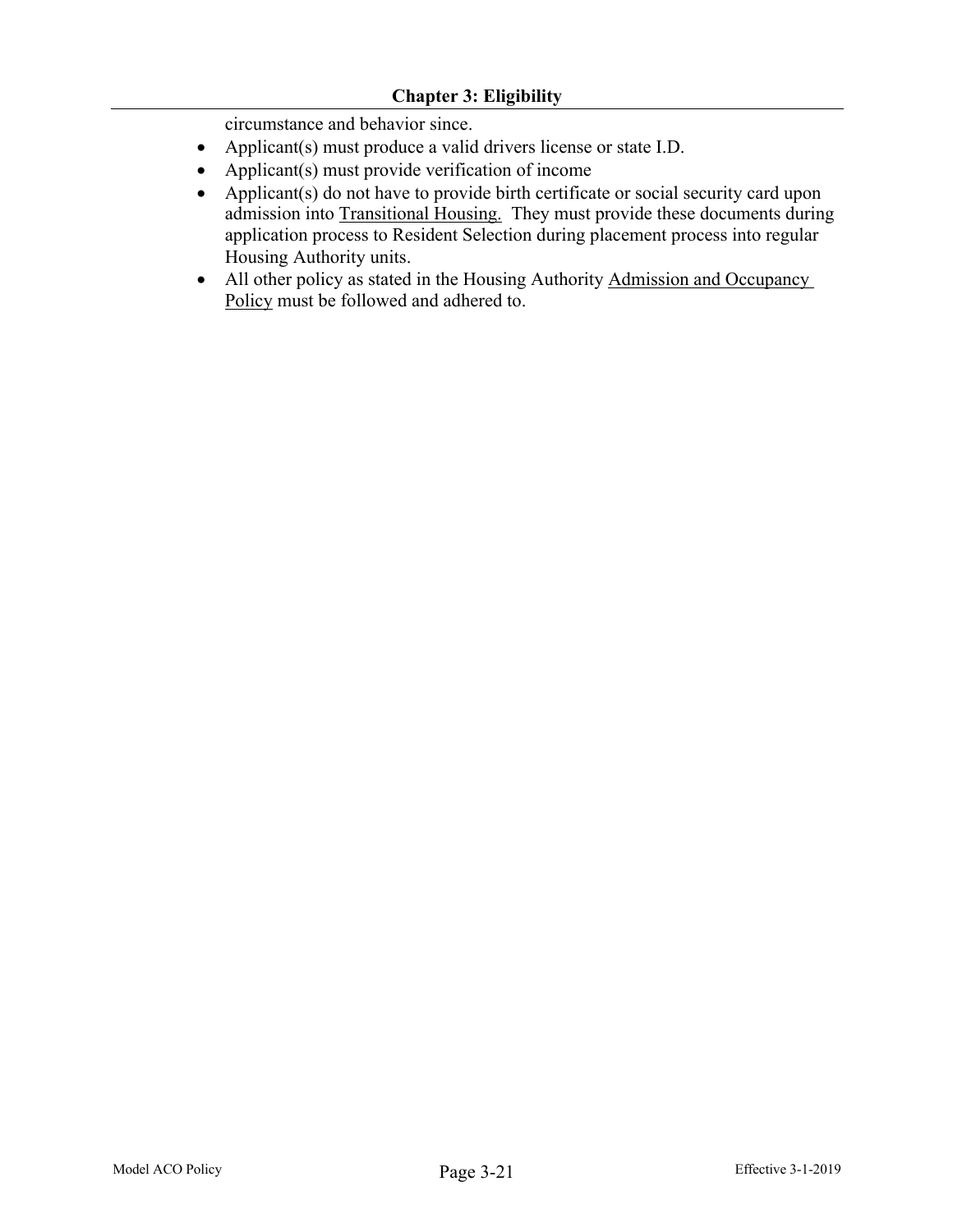circumstance and behavior since.

- Applicant(s) must produce a valid drivers license or state I.D.
- Applicant(s) must provide verification of income
- Applicant(s) do not have to provide birth certificate or social security card upon admission into Transitional Housing. They must provide these documents during application process to Resident Selection during placement process into regular Housing Authority units.
- All other policy as stated in the Housing Authority Admission and Occupancy Policy must be followed and adhered to.